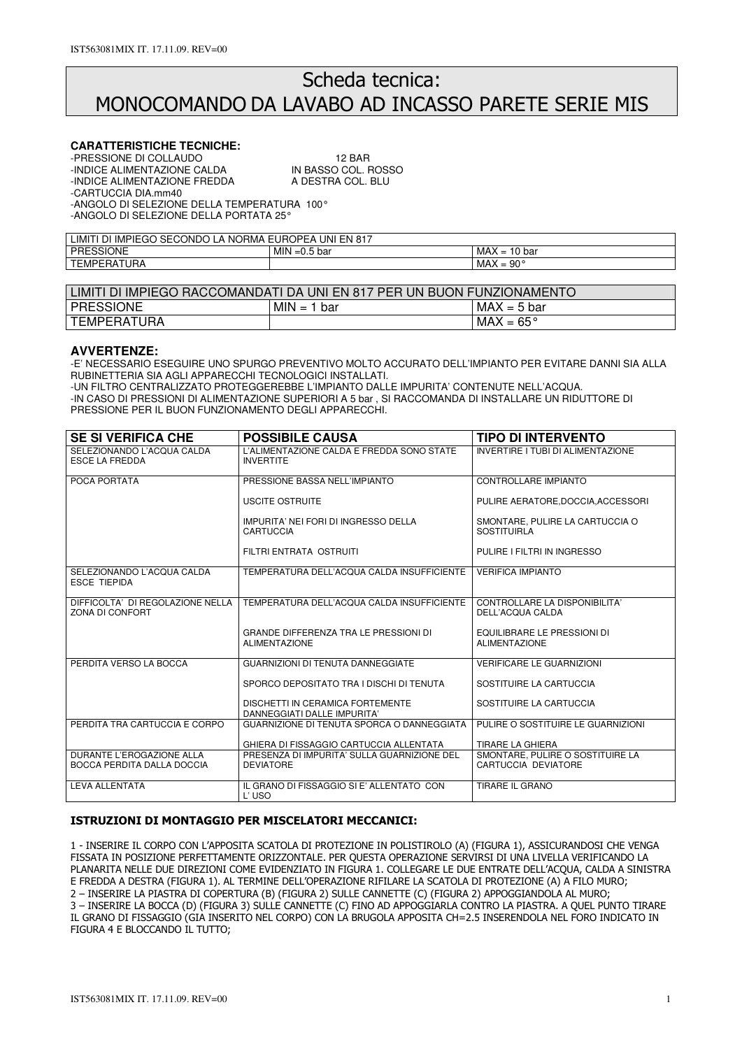# Scheda tecnica: MONOCOMANDO DA LAVABO AD INCASSO PARETE SERIE MIS

**CARATTERISTICHE TECNICHE:**

-PRESSIONE DI COLLAUDO 12 BAR
-INDICE ALIMENTAZIONE CALDA IN BASSO COL. ROSSO
-INDICE ALIMENTAZIONE FREDDA A DESTRA COL. BLU
-CARTUCCIA DIA.mm40
-ANGOLO DI SELEZIONE DELLA TEMPERATURA 100°
-ANGOLO DI SELEZIONE DELLA PORTATA 25°

| LIMITI DI IMPIEGO SECONDO LA NORMA EUROPEA UNI EN 817 | | |
|---|---|---|
| PRESSIONE | MIN =0.5 bar | MAX = 10 bar |
| TEMPERATURA | | MAX = 90° |

| LIMITI DI IMPIEGO RACCOMANDATI DA UNI EN 817 PER UN BUON FUNZIONAMENTO | | |
|---|---|---|
| PRESSIONE | MIN = 1 bar | MAX = 5 bar |
| TEMPERATURA | | MAX = 65° |

**AVVERTENZE:**

-E' NECESSARIO ESEGUIRE UNO SPURGO PREVENTIVO MOLTO ACCURATO DELL'IMPIANTO PER EVITARE DANNI SIA ALLA RUBINETTERIA SIA AGLI APPARECCHI TECNOLOGICI INSTALLATI.
-UN FILTRO CENTRALIZZATO PROTEGGEREBBE L'IMPIANTO DALLE IMPURITA' CONTENUTE NELL'ACQUA.
-IN CASO DI PRESSIONI DI ALIMENTAZIONE SUPERIORI A 5 bar , SI RACCOMANDA DI INSTALLARE UN RIDUTTORE DI PRESSIONE PER IL BUON FUNZIONAMENTO DEGLI APPARECCHI.

| SE SI VERIFICA CHE | POSSIBILE CAUSA | TIPO DI INTERVENTO |
|---|---|---|
| SELEZIONANDO L'ACQUA CALDA ESCE LA FREDDA | L'ALIMENTAZIONE CALDA E FREDDA SONO STATE INVERTITE | INVERTIRE I TUBI DI ALIMENTAZIONE |
| POCA PORTATA | PRESSIONE BASSA NELL'IMPIANTO | CONTROLLARE IMPIANTO |
| | USCITE OSTRUITE | PULIRE AERATORE,DOCCIA,ACCESSORI |
| | IMPURITA' NEI FORI DI INGRESSO DELLA CARTUCCIA | SMONTARE, PULIRE LA CARTUCCIA O SOSTITUIRLA |
| | FILTRI ENTRATA OSTRUITI | PULIRE I FILTRI IN INGRESSO |
| SELEZIONANDO L'ACQUA CALDA ESCE TIEPIDA | TEMPERATURA DELL'ACQUA CALDA INSUFFICIENTE | VERIFICA IMPIANTO |
| DIFFICOLTA' DI REGOLAZIONE NELLA ZONA DI CONFORT | TEMPERATURA DELL'ACQUA CALDA INSUFFICIENTE | CONTROLLARE LA DISPONIBILITA' DELL'ACQUA CALDA |
| | GRANDE DIFFERENZA TRA LE PRESSIONI DI ALIMENTAZIONE | EQUILIBRARE LE PRESSIONI DI ALIMENTAZIONE |
| PERDITA VERSO LA BOCCA | GUARNIZIONI DI TENUTA DANNEGGIATE | VERIFICARE LE GUARNIZIONI |
| | SPORCO DEPOSITATO TRA I DISCHI DI TENUTA | SOSTITUIRE LA CARTUCCIA |
| | DISCHETTI IN CERAMICA FORTEMENTE DANNEGGIATI DALLE IMPURITA' | SOSTITUIRE LA CARTUCCIA |
| PERDITA TRA CARTUCCIA E CORPO | GUARNIZIONE DI TENUTA SPORCA O DANNEGGIATA | PULIRE O SOSTITUIRE LE GUARNIZIONI |
| | GHIERA DI FISSAGGIO CARTUCCIA ALLENTATA | TIRARE LA GHIERA |
| DURANTE L'EROGAZIONE ALLA BOCCA PERDITA DALLA DOCCIA | PRESENZA DI IMPURITA' SULLA GUARNIZIONE DEL DEVIATORE | SMONTARE, PULIRE O SOSTITUIRE LA CARTUCCIA DEVIATORE |
| LEVA ALLENTATA | IL GRANO DI FISSAGGIO SI E' ALLENTATO CON L' USO | TIRARE IL GRANO |

**ISTRUZIONI DI MONTAGGIO PER MISCELATORI MECCANICI:**

1 - INSERIRE IL CORPO CON L'APPOSITA SCATOLA DI PROTEZIONE IN POLISTIROLO (A) (FIGURA 1), ASSICURANDOSI CHE VENGA FISSATA IN POSIZIONE PERFETTAMENTE ORIZZONTALE. PER QUESTA OPERAZIONE SERVIRSI DI UNA LIVELLA VERIFICANDO LA PLANARITA NELLE DUE DIREZIONI COME EVIDENZIATO IN FIGURA 1. COLLEGARE LE DUE ENTRATE DELL'ACQUA, CALDA A SINISTRA E FREDDA A DESTRA (FIGURA 1). AL TERMINE DELL'OPERAZIONE RIFILARE LA SCATOLA DI PROTEZIONE (A) A FILO MURO;
2 – INSERIRE LA PIASTRA DI COPERTURA (B) (FIGURA 2) SULLE CANNETTE (C) (FIGURA 2) APPOGGIANDOLA AL MURO;
3 – INSERIRE LA BOCCA (D) (FIGURA 3) SULLE CANNETTE (C) FINO AD APPOGGIARLA CONTRO LA PIASTRA. A QUEL PUNTO TIRARE IL GRANO DI FISSAGGIO (GIA INSERITO NEL CORPO) CON LA BRUGOLA APPOSITA CH=2.5 INSERENDOLA NEL FORO INDICATO IN FIGURA 4 E BLOCCANDO IL TUTTO;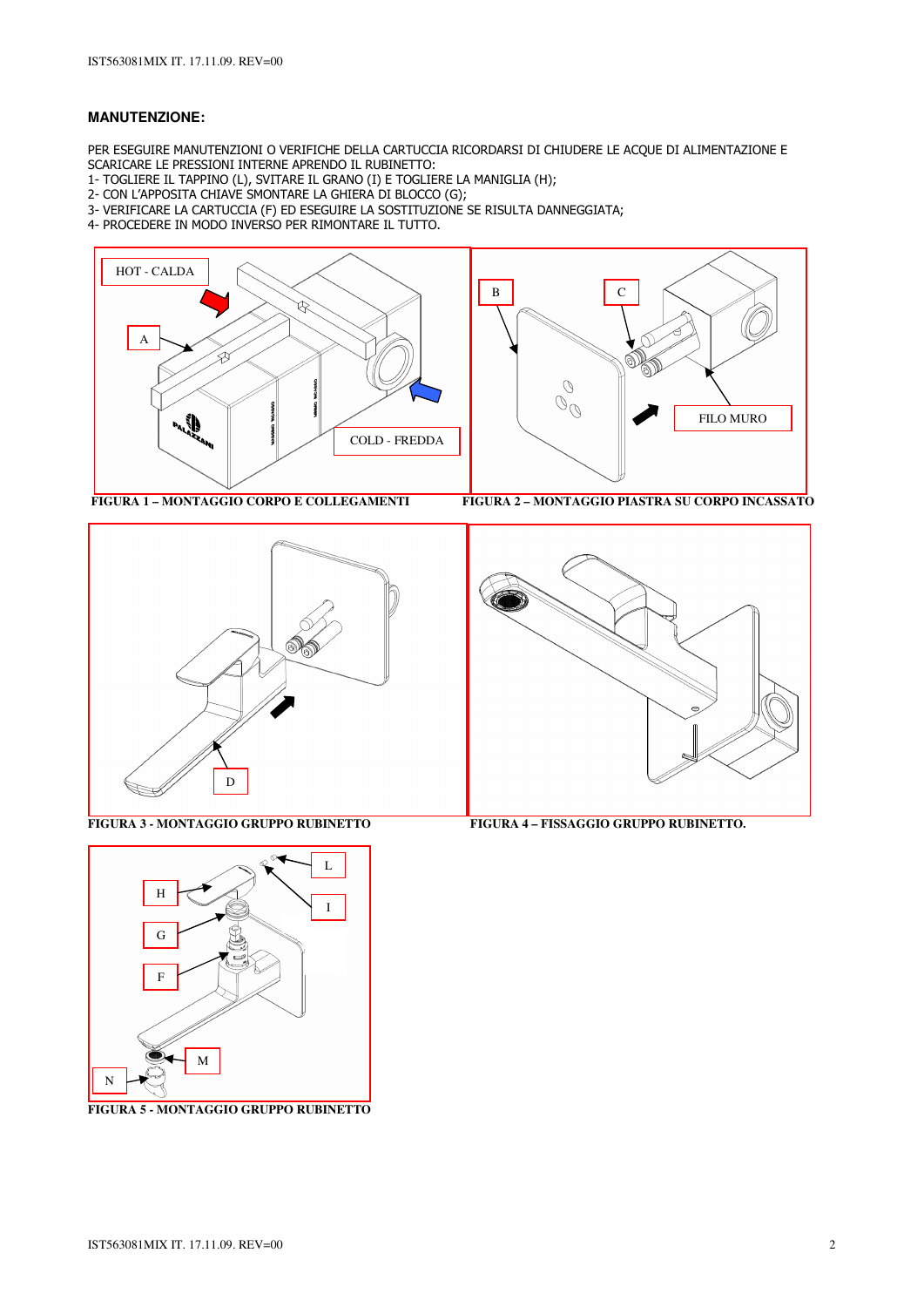## MANUTENZIONE:

PER ESEGUIRE MANUTENZIONI O VERIFICHE DELLA CARTUCCIA RICORDARSI DI CHIUDERE LE ACQUE DI ALIMENTAZIONE E SCARICARE LE PRESSIONI INTERNE APRENDO IL RUBINETTO:

1- TOGLIERE IL TAPPINO (L), SVITARE IL GRANO (I) E TOGLIERE LA MANIGLIA (H);
2- CON L'APPOSITA CHIAVE SMONTARE LA GHIERA DI BLOCCO (G);
3- VERIFICARE LA CARTUCCIA (F) ED ESEGUIRE LA SOSTITUZIONE SE RISULTA DANNEGGIATA;
4- PROCEDERE IN MODO INVERSO PER RIMONTARE IL TUTTO.

HOT - CALDA

A

COLD - FREDDA

**FIGURA 1 – MONTAGGIO CORPO E COLLEGAMENTI**

B

C

FILO MURO

**FIGURA 2 – MONTAGGIO PIASTRA SU CORPO INCASSATO**

D

**FIGURA 3 - MONTAGGIO GRUPPO RUBINETTO**

**FIGURA 4 – FISSAGGIO GRUPPO RUBINETTO.**

L

H

I

G

F

M

N

**FIGURA 5 - MONTAGGIO GRUPPO RUBINETTO**